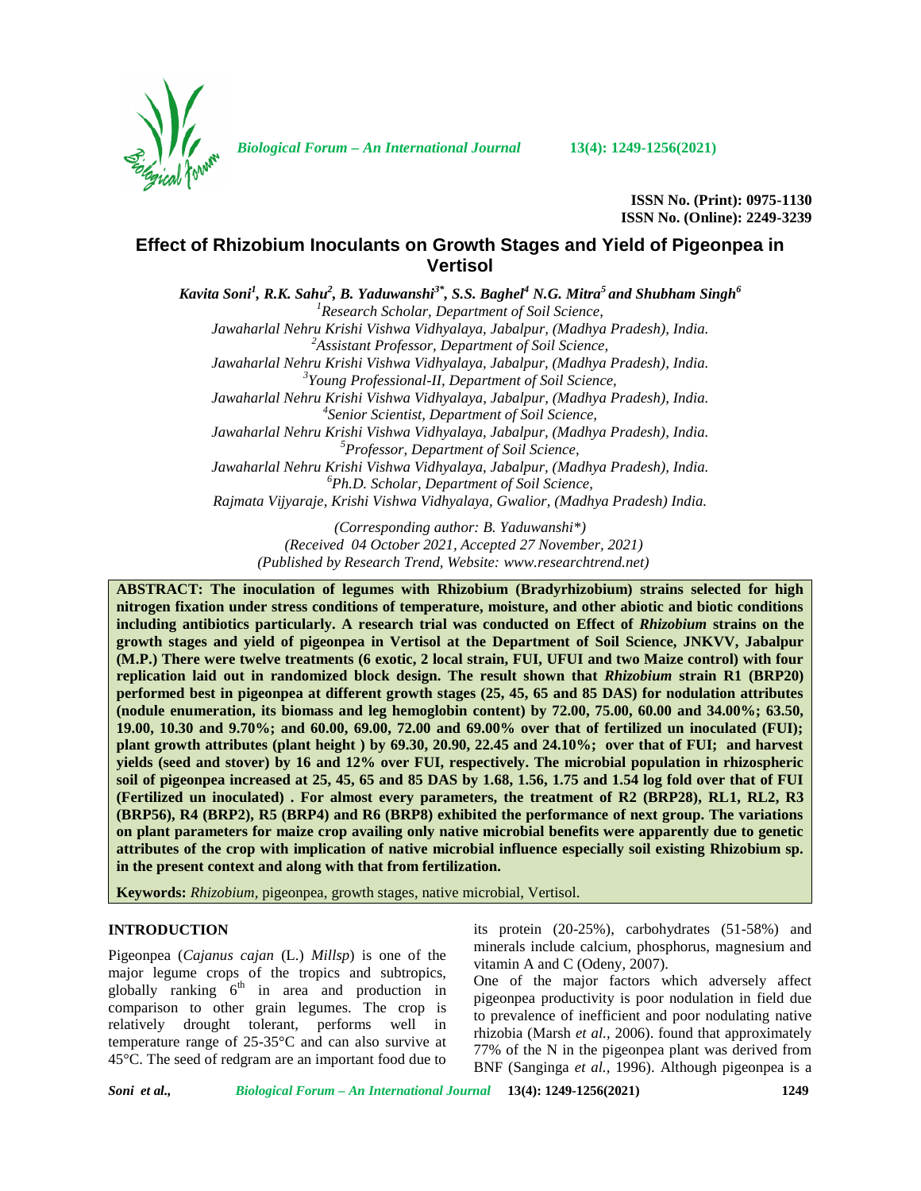ISSN No. (Print): 0975-1130
ISSN No. (Online): 2249-3239

# Effect of Rhizobium Inoculants on Growth Stages and Yield of Pigeonpea in Vertisol

*Kavita Soni[1], R.K. Sahu[2], B. Yaduwanshi[3*], S.S. Baghel[4] N.G. Mitra[5] and Shubham Singh[6]*

[1]Research Scholar, Department of Soil Science, Jawaharlal Nehru Krishi Vishwa Vidhyalaya, Jabalpur, (Madhya Pradesh), India.
[2]Assistant Professor, Department of Soil Science, Jawaharlal Nehru Krishi Vishwa Vidhyalaya, Jabalpur, (Madhya Pradesh), India.
[3]Young Professional-II, Department of Soil Science, Jawaharlal Nehru Krishi Vishwa Vidhyalaya, Jabalpur, (Madhya Pradesh), India.
[4]Senior Scientist, Department of Soil Science, Jawaharlal Nehru Krishi Vishwa Vidhyalaya, Jabalpur, (Madhya Pradesh), India.
[5]Professor, Department of Soil Science, Jawaharlal Nehru Krishi Vishwa Vidhyalaya, Jabalpur, (Madhya Pradesh), India.
[6]Ph.D. Scholar, Department of Soil Science, Rajmata Vijyaraje, Krishi Vishwa Vidhyalaya, Gwalior, (Madhya Pradesh) India.

*(Corresponding author: B. Yaduwanshi\*)*
*(Received 04 October 2021, Accepted 27 November, 2021)*
*(Published by Research Trend, Website: www.researchtrend.net)*

**ABSTRACT: The inoculation of legumes with Rhizobium (Bradyrhizobium) strains selected for high nitrogen fixation under stress conditions of temperature, moisture, and other abiotic and biotic conditions including antibiotics particularly. A research trial was conducted on Effect of *Rhizobium* strains on the growth stages and yield of pigeonpea in Vertisol at the Department of Soil Science, JNKVV, Jabalpur (M.P.) There were twelve treatments (6 exotic, 2 local strain, FUI, UFUI and two Maize control) with four replication laid out in randomized block design. The result shown that *Rhizobium* strain R1 (BRP20) performed best in pigeonpea at different growth stages (25, 45, 65 and 85 DAS) for nodulation attributes (nodule enumeration, its biomass and leg hemoglobin content) by 72.00, 75.00, 60.00 and 34.00%; 63.50, 19.00, 10.30 and 9.70%; and 60.00, 69.00, 72.00 and 69.00% over that of fertilized un inoculated (FUI); plant growth attributes (plant height ) by 69.30, 20.90, 22.45 and 24.10%; over that of FUI; and harvest yields (seed and stover) by 16 and 12% over FUI, respectively. The microbial population in rhizospheric soil of pigeonpea increased at 25, 45, 65 and 85 DAS by 1.68, 1.56, 1.75 and 1.54 log fold over that of FUI (Fertilized un inoculated) . For almost every parameters, the treatment of R2 (BRP28), RL1, RL2, R3 (BRP56), R4 (BRP2), R5 (BRP4) and R6 (BRP8) exhibited the performance of next group. The variations on plant parameters for maize crop availing only native microbial benefits were apparently due to genetic attributes of the crop with implication of native microbial influence especially soil existing Rhizobium sp. in the present context and along with that from fertilization.**

**Keywords:** *Rhizobium*, pigeonpea, growth stages, native microbial, Vertisol.

## INTRODUCTION

Pigeonpea (*Cajanus cajan* (L.) *Millsp*) is one of the major legume crops of the tropics and subtropics, globally ranking 6th in area and production in comparison to other grain legumes. The crop is relatively drought tolerant, performs well in temperature range of 25-35°C and can also survive at 45°C. The seed of redgram are an important food due to its protein (20-25%), carbohydrates (51-58%) and minerals include calcium, phosphorus, magnesium and vitamin A and C (Odeny, 2007).

One of the major factors which adversely affect pigeonpea productivity is poor nodulation in field due to prevalence of inefficient and poor nodulating native rhizobia (Marsh *et al.,* 2006). found that approximately 77% of the N in the pigeonpea plant was derived from BNF (Sanginga *et al.,* 1996). Although pigeonpea is a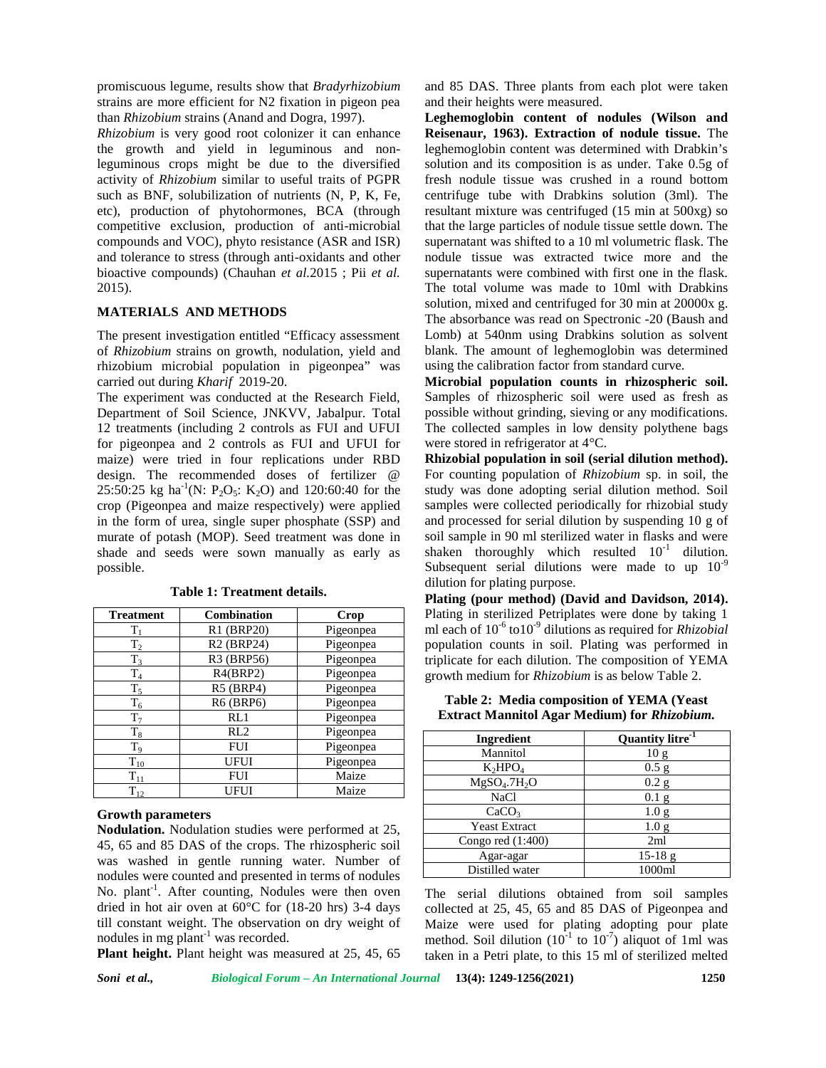promiscuous legume, results show that *Bradyrhizobium* strains are more efficient for N2 fixation in pigeon pea than *Rhizobium* strains (Anand and Dogra, 1997).

*Rhizobium* is very good root colonizer it can enhance the growth and yield in leguminous and non-leguminous crops might be due to the diversified activity of *Rhizobium* similar to useful traits of PGPR such as BNF, solubilization of nutrients (N, P, K, Fe, etc), production of phytohormones, BCA (through competitive exclusion, production of anti-microbial compounds and VOC), phyto resistance (ASR and ISR) and tolerance to stress (through anti-oxidants and other bioactive compounds) (Chauhan *et al.*2015 ; Pii *et al.* 2015).

## MATERIALS AND METHODS

The present investigation entitled "Efficacy assessment of *Rhizobium* strains on growth, nodulation, yield and rhizobium microbial population in pigeonpea" was carried out during *Kharif* 2019-20.

The experiment was conducted at the Research Field, Department of Soil Science, JNKVV, Jabalpur. Total 12 treatments (including 2 controls as FUI and UFUI for pigeonpea and 2 controls as FUI and UFUI for maize) were tried in four replications under RBD design. The recommended doses of fertilizer @ 25:50:25 kg $ha^{-1}$(N: $P_2O_5$: $K_2O$) and 120:60:40 for the crop (Pigeonpea and maize respectively) were applied in the form of urea, single super phosphate (SSP) and murate of potash (MOP). Seed treatment was done in shade and seeds were sown manually as early as possible.

**Table 1: Treatment details.**

| Treatment | Combination | Crop |
|---|---|---|
| $T_1$ | R1 (BRP20) | Pigeonpea |
| $T_2$ | R2 (BRP24) | Pigeonpea |
| $T_3$ | R3 (BRP56) | Pigeonpea |
| $T_4$ | R4(BRP2) | Pigeonpea |
| $T_5$ | R5 (BRP4) | Pigeonpea |
| $T_6$ | R6 (BRP6) | Pigeonpea |
| $T_7$ | RL1 | Pigeonpea |
| $T_8$ | RL2 | Pigeonpea |
| $T_9$ | FUI | Pigeonpea |
| $T_{10}$ | UFUI | Pigeonpea |
| $T_{11}$ | FUI | Maize |
| $T_{12}$ | UFUI | Maize |

### Growth parameters

**Nodulation.** Nodulation studies were performed at 25, 45, 65 and 85 DAS of the crops. The rhizospheric soil was washed in gentle running water. Number of nodules were counted and presented in terms of nodules No. $plant^{-1}$. After counting, Nodules were then oven dried in hot air oven at 60°C for (18-20 hrs) 3-4 days till constant weight. The observation on dry weight of nodules in mg $plant^{-1}$ was recorded.

**Plant height.** Plant height was measured at 25, 45, 65 and 85 DAS. Three plants from each plot were taken and their heights were measured.

**Leghemoglobin content of nodules (Wilson and Reisenaur, 1963). Extraction of nodule tissue.** The leghemoglobin content was determined with Drabkin's solution and its composition is as under. Take 0.5g of fresh nodule tissue was crushed in a round bottom centrifuge tube with Drabkins solution (3ml). The resultant mixture was centrifuged (15 min at 500xg) so that the large particles of nodule tissue settle down. The supernatant was shifted to a 10 ml volumetric flask. The nodule tissue was extracted twice more and the supernatants were combined with first one in the flask. The total volume was made to 10ml with Drabkins solution, mixed and centrifuged for 30 min at 20000x g. The absorbance was read on Spectronic -20 (Baush and Lomb) at 540nm using Drabkins solution as solvent blank. The amount of leghemoglobin was determined using the calibration factor from standard curve.

**Microbial population counts in rhizospheric soil.** Samples of rhizospheric soil were used as fresh as possible without grinding, sieving or any modifications. The collected samples in low density polythene bags were stored in refrigerator at 4°C.

**Rhizobial population in soil (serial dilution method).** For counting population of *Rhizobium* sp. in soil, the study was done adopting serial dilution method. Soil samples were collected periodically for rhizobial study and processed for serial dilution by suspending 10 g of soil sample in 90 ml sterilized water in flasks and were shaken thoroughly which resulted $10^{-1}$ dilution. Subsequent serial dilutions were made to up $10^{-9}$ dilution for plating purpose.

**Plating (pour method) (David and Davidson, 2014).** Plating in sterilized Petriplates were done by taking 1 ml each of $10^{-6}$ to$10^{-9}$ dilutions as required for *Rhizobial* population counts in soil. Plating was performed in triplicate for each dilution. The composition of YEMA growth medium for *Rhizobium* is as below Table 2.

**Table 2: Media composition of YEMA (Yeast Extract Mannitol Agar Medium) for *Rhizobium*.**

| Ingredient | Quantity $litre^{-1}$ |
|---|---|
| Mannitol | 10 g |
| $K_2HPO_4$ | 0.5 g |
| $MgSO_4.7H_2O$ | 0.2 g |
| NaCl | 0.1 g |
| $CaCO_3$ | 1.0 g |
| Yeast Extract | 1.0 g |
| Congo red (1:400) | 2ml |
| Agar-agar | 15-18 g |
| Distilled water | 1000ml |

The serial dilutions obtained from soil samples collected at 25, 45, 65 and 85 DAS of Pigeonpea and Maize were used for plating adopting pour plate method. Soil dilution ($10^{-1}$ to $10^{-7}$) aliquot of 1ml was taken in a Petri plate, to this 15 ml of sterilized melted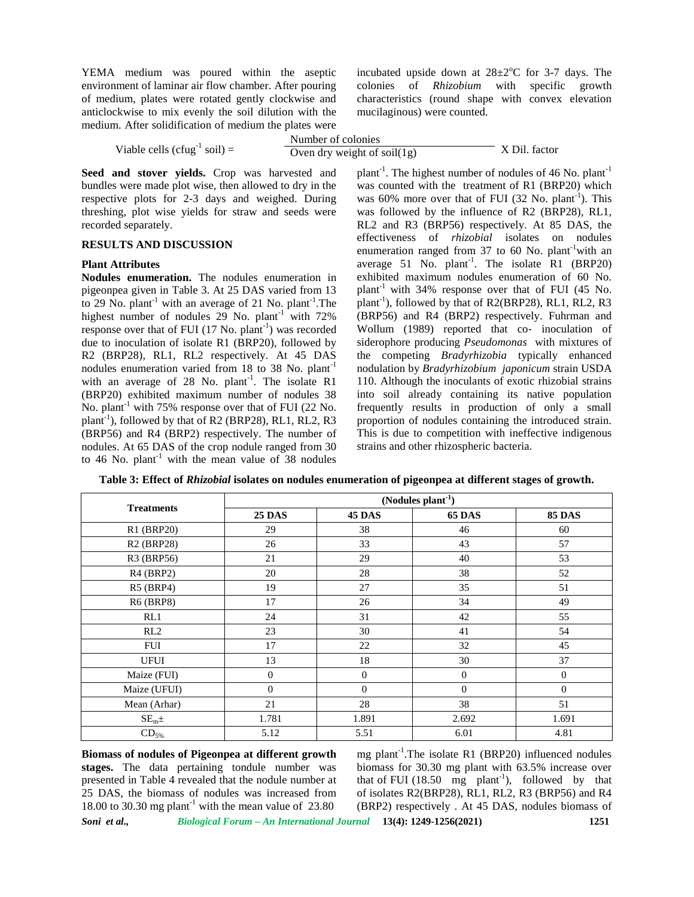YEMA medium was poured within the aseptic environment of laminar air flow chamber. After pouring of medium, plates were rotated gently clockwise and anticlockwise to mix evenly the soil dilution with the medium. After solidification of medium the plates were incubated upside down at 28±2°C for 3-7 days. The colonies of *Rhizobium* with specific growth characteristics (round shape with convex elevation mucilaginous) were counted.

$$\text{Viable cells (cfug}^{-1}\text{ soil)} = \frac{\text{Number of colonies}}{\text{Oven dry weight of soil(1g)}} \times \text{Dil. factor}$$

**Seed and stover yields.** Crop was harvested and bundles were made plot wise, then allowed to dry in the respective plots for 2-3 days and weighed. During threshing, plot wise yields for straw and seeds were recorded separately.

## RESULTS AND DISCUSSION

### Plant Attributes

**Nodules enumeration.** The nodules enumeration in pigeonpea given in Table 3. At 25 DAS varied from 13 to 29 No. plant$^{-1}$ with an average of 21 No. plant$^{-1}$.The highest number of nodules 29 No. plant$^{-1}$ with 72% response over that of FUI (17 No. plant$^{-1}$) was recorded due to inoculation of isolate R1 (BRP20), followed by R2 (BRP28), RL1, RL2 respectively. At 45 DAS nodules enumeration varied from 18 to 38 No. plant$^{-1}$ with an average of 28 No. plant$^{-1}$. The isolate R1 (BRP20) exhibited maximum number of nodules 38 No. plant$^{-1}$ with 75% response over that of FUI (22 No. plant$^{-1}$), followed by that of R2 (BRP28), RL1, RL2, R3 (BRP56) and R4 (BRP2) respectively. The number of nodules. At 65 DAS of the crop nodule ranged from 30 to 46 No. plant$^{-1}$ with the mean value of 38 nodules plant$^{-1}$. The highest number of nodules of 46 No. plant$^{-1}$ was counted with the treatment of R1 (BRP20) which was 60% more over that of FUI (32 No. plant$^{-1}$). This was followed by the influence of R2 (BRP28), RL1, RL2 and R3 (BRP56) respectively. At 85 DAS, the effectiveness of *rhizobial* isolates on nodules enumeration ranged from 37 to 60 No. plant$^{-1}$with an average 51 No. plant$^{-1}$. The isolate R1 (BRP20) exhibited maximum nodules enumeration of 60 No. plant$^{-1}$ with 34% response over that of FUI (45 No. plant$^{-1}$), followed by that of R2(BRP28), RL1, RL2, R3 (BRP56) and R4 (BRP2) respectively. Fuhrman and Wollum (1989) reported that co- inoculation of siderophore producing *Pseudomonas* with mixtures of the competing *Bradyrhizobia* typically enhanced nodulation by *Bradyrhizobium japonicum* strain USDA 110. Although the inoculants of exotic rhizobial strains into soil already containing its native population frequently results in production of only a small proportion of nodules containing the introduced strain. This is due to competition with ineffective indigenous strains and other rhizospheric bacteria.

**Table 3: Effect of *Rhizobial* isolates on nodules enumeration of pigeonpea at different stages of growth.**

| Treatments | (Nodules plant$^{-1}$) | | | |
|---|---|---|---|---|
| | **25 DAS** | **45 DAS** | **65 DAS** | **85 DAS** |
| R1 (BRP20) | 29 | 38 | 46 | 60 |
| R2 (BRP28) | 26 | 33 | 43 | 57 |
| R3 (BRP56) | 21 | 29 | 40 | 53 |
| R4 (BRP2) | 20 | 28 | 38 | 52 |
| R5 (BRP4) | 19 | 27 | 35 | 51 |
| R6 (BRP8) | 17 | 26 | 34 | 49 |
| RL1 | 24 | 31 | 42 | 55 |
| RL2 | 23 | 30 | 41 | 54 |
| FUI | 17 | 22 | 32 | 45 |
| UFUI | 13 | 18 | 30 | 37 |
| Maize (FUI) | 0 | 0 | 0 | 0 |
| Maize (UFUI) | 0 | 0 | 0 | 0 |
| Mean (Arhar) | 21 | 28 | 38 | 51 |
| $SE_m\pm$ | 1.781 | 1.891 | 2.692 | 1.691 |
| $CD_{5\%}$ | 5.12 | 5.51 | 6.01 | 4.81 |

**Biomass of nodules of Pigeonpea at different growth stages.** The data pertaining tondule number was presented in Table 4 revealed that the nodule number at 25 DAS, the biomass of nodules was increased from 18.00 to 30.30 mg plant$^{-1}$ with the mean value of 23.80 mg plant$^{-1}$.The isolate R1 (BRP20) influenced nodules biomass for 30.30 mg plant with 63.5% increase over that of FUI (18.50 mg plant$^{-1}$), followed by that of isolates R2(BRP28), RL1, RL2, R3 (BRP56) and R4 (BRP2) respectively . At 45 DAS, nodules biomass of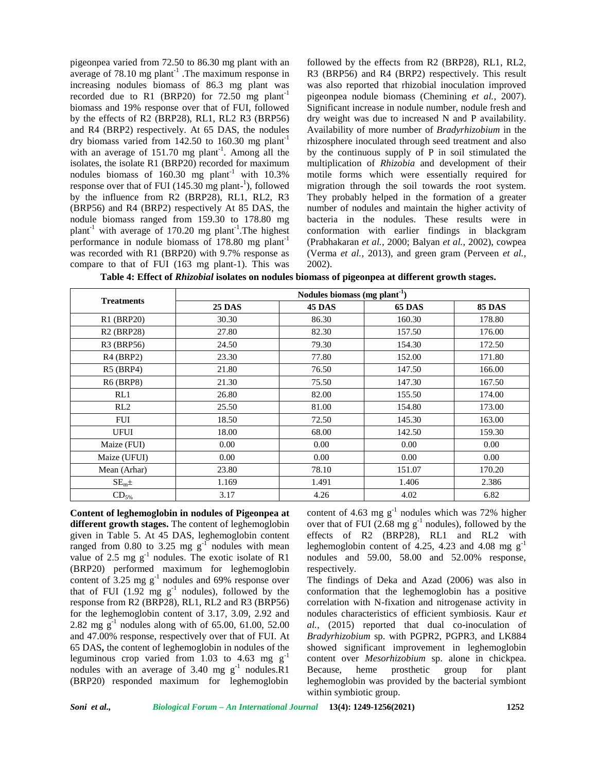pigeonpea varied from 72.50 to 86.30 mg plant with an average of 78.10 mg plant$^{-1}$ .The maximum response in increasing nodules biomass of 86.3 mg plant was recorded due to R1 (BRP20) for 72.50 mg plant$^{-1}$ biomass and 19% response over that of FUI, followed by the effects of R2 (BRP28), RL1, RL2 R3 (BRP56) and R4 (BRP2) respectively. At 65 DAS, the nodules dry biomass varied from 142.50 to 160.30 mg plant$^{-1}$ with an average of 151.70 mg plant$^{-1}$. Among all the isolates, the isolate R1 (BRP20) recorded for maximum nodules biomass of 160.30 mg plant$^{-1}$ with 10.3% response over that of FUI (145.30 mg plant-$^{1}$), followed by the influence from R2 (BRP28), RL1, RL2, R3 (BRP56) and R4 (BRP2) respectively At 85 DAS, the nodule biomass ranged from 159.30 to 178.80 mg plant$^{-1}$ with average of 170.20 mg plant$^{-1}$.The highest performance in nodule biomass of 178.80 mg plant$^{-1}$ was recorded with R1 (BRP20) with 9.7% response as compare to that of FUI (163 mg plant-1). This was followed by the effects from R2 (BRP28), RL1, RL2, R3 (BRP56) and R4 (BRP2) respectively. This result was also reported that rhizobial inoculation improved pigeonpea nodule biomass (Chemining *et al.,* 2007). Significant increase in nodule number, nodule fresh and dry weight was due to increased N and P availability. Availability of more number of *Bradyrhizobium* in the rhizosphere inoculated through seed treatment and also by the continuous supply of P in soil stimulated the multiplication of *Rhizobia* and development of their motile forms which were essentially required for migration through the soil towards the root system. They probably helped in the formation of a greater number of nodules and maintain the higher activity of bacteria in the nodules. These results were in conformation with earlier findings in blackgram (Prabhakaran *et al.,* 2000; Balyan *et al.,* 2002), cowpea (Verma *et al.,* 2013), and green gram (Perveen *et al.,* 2002).

**Table 4: Effect of *Rhizobial* isolates on nodules biomass of pigeonpea at different growth stages.**

| Treatments | Nodules biomass (mg plant$^{-1}$) | | | |
|---|---|---|---|---|
| | 25 DAS | 45 DAS | 65 DAS | 85 DAS |
| R1 (BRP20) | 30.30 | 86.30 | 160.30 | 178.80 |
| R2 (BRP28) | 27.80 | 82.30 | 157.50 | 176.00 |
| R3 (BRP56) | 24.50 | 79.30 | 154.30 | 172.50 |
| R4 (BRP2) | 23.30 | 77.80 | 152.00 | 171.80 |
| R5 (BRP4) | 21.80 | 76.50 | 147.50 | 166.00 |
| R6 (BRP8) | 21.30 | 75.50 | 147.30 | 167.50 |
| RL1 | 26.80 | 82.00 | 155.50 | 174.00 |
| RL2 | 25.50 | 81.00 | 154.80 | 173.00 |
| FUI | 18.50 | 72.50 | 145.30 | 163.00 |
| UFUI | 18.00 | 68.00 | 142.50 | 159.30 |
| Maize (FUI) | 0.00 | 0.00 | 0.00 | 0.00 |
| Maize (UFUI) | 0.00 | 0.00 | 0.00 | 0.00 |
| Mean (Arhar) | 23.80 | 78.10 | 151.07 | 170.20 |
| $SE_m\pm$ | 1.169 | 1.491 | 1.406 | 2.386 |
| $CD_{5\%}$ | 3.17 | 4.26 | 4.02 | 6.82 |

**Content of leghemoglobin in nodules of Pigeonpea at different growth stages.** The content of leghemoglobin given in Table 5. At 45 DAS, leghemoglobin content ranged from 0.80 to 3.25 mg g$^{-1}$ nodules with mean value of 2.5 mg g$^{-1}$ nodules. The exotic isolate of R1 (BRP20) performed maximum for leghemoglobin content of 3.25 mg g$^{-1}$ nodules and 69% response over that of FUI (1.92 mg g$^{-1}$ nodules), followed by the response from R2 (BRP28), RL1, RL2 and R3 (BRP56) for the leghemoglobin content of 3.17, 3.09, 2.92 and 2.82 mg g$^{-1}$ nodules along with of 65.00, 61.00, 52.00 and 47.00% response, respectively over that of FUI. At 65 DAS**,** the content of leghemoglobin in nodules of the leguminous crop varied from 1.03 to 4.63 mg g$^{-1}$ nodules with an average of 3.40 mg g$^{-1}$ nodules.R1 (BRP20) responded maximum for leghemoglobin content of 4.63 mg g$^{-1}$ nodules which was 72% higher over that of FUI (2.68 mg g$^{-1}$ nodules), followed by the effects of R2 (BRP28), RL1 and RL2 with leghemoglobin content of 4.25, 4.23 and 4.08 mg g$^{-1}$ nodules and 59.00, 58.00 and 52.00% response, respectively.

The findings of Deka and Azad (2006) was also in conformation that the leghemoglobin has a positive correlation with N-fixation and nitrogenase activity in nodules characteristics of efficient symbiosis. Kaur *et al.,* (2015) reported that dual co-inoculation of *Bradyrhizobium* sp. with PGPR2, PGPR3, and LK884 showed significant improvement in leghemoglobin content over *Mesorhizobium* sp. alone in chickpea. Because, heme prosthetic group for plant leghemoglobin was provided by the bacterial symbiont within symbiotic group.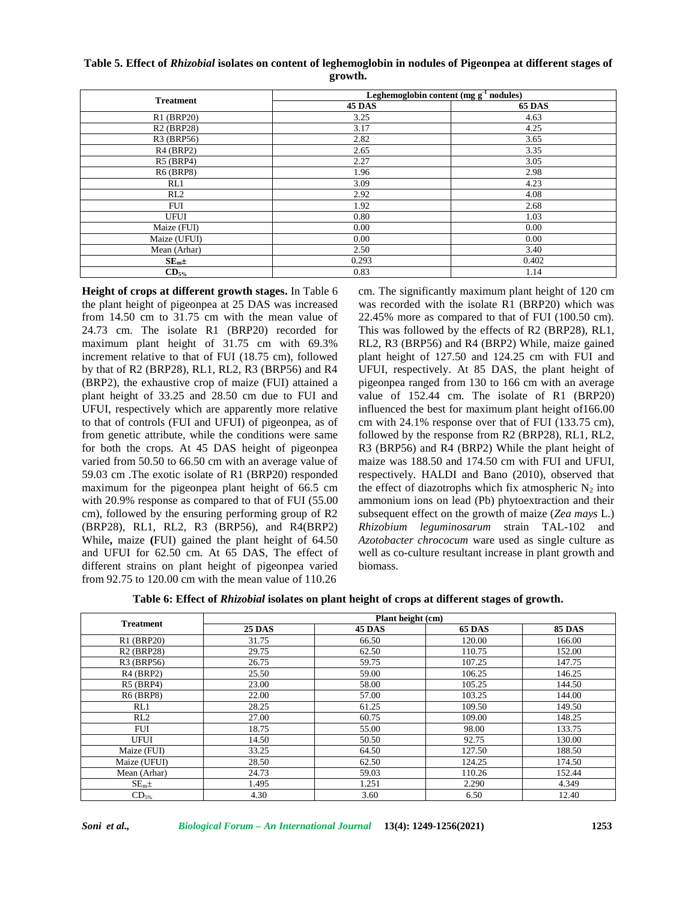**Table 5. Effect of *Rhizobial* isolates on content of leghemoglobin in nodules of Pigeonpea at different stages of growth.**

| Treatment | Leghemoglobin content (mg $g^{-1}$ nodules) | |
|---|---|---|
| | **45 DAS** | **65 DAS** |
| R1 (BRP20) | 3.25 | 4.63 |
| R2 (BRP28) | 3.17 | 4.25 |
| R3 (BRP56) | 2.82 | 3.65 |
| R4 (BRP2) | 2.65 | 3.35 |
| R5 (BRP4) | 2.27 | 3.05 |
| R6 (BRP8) | 1.96 | 2.98 |
| RL1 | 3.09 | 4.23 |
| RL2 | 2.92 | 4.08 |
| FUI | 1.92 | 2.68 |
| UFUI | 0.80 | 1.03 |
| Maize (FUI) | 0.00 | 0.00 |
| Maize (UFUI) | 0.00 | 0.00 |
| Mean (Arhar) | 2.50 | 3.40 |
| **$SE_m$±** | 0.293 | 0.402 |
| **$CD_{5\%}$** | 0.83 | 1.14 |

**Height of crops at different growth stages.** In Table 6 the plant height of pigeonpea at 25 DAS was increased from 14.50 cm to 31.75 cm with the mean value of 24.73 cm. The isolate R1 (BRP20) recorded for maximum plant height of 31.75 cm with 69.3% increment relative to that of FUI (18.75 cm), followed by that of R2 (BRP28), RL1, RL2, R3 (BRP56) and R4 (BRP2), the exhaustive crop of maize (FUI) attained a plant height of 33.25 and 28.50 cm due to FUI and UFUI, respectively which are apparently more relative to that of controls (FUI and UFUI) of pigeonpea, as of from genetic attribute, while the conditions were same for both the crops. At 45 DAS height of pigeonpea varied from 50.50 to 66.50 cm with an average value of 59.03 cm .The exotic isolate of R1 (BRP20) responded maximum for the pigeonpea plant height of 66.5 cm with 20.9% response as compared to that of FUI (55.00 cm), followed by the ensuring performing group of R2 (BRP28), RL1, RL2, R3 (BRP56), and R4(BRP2) While**,** maize **(**FUI) gained the plant height of 64.50 and UFUI for 62.50 cm. At 65 DAS, The effect of different strains on plant height of pigeonpea varied from 92.75 to 120.00 cm with the mean value of 110.26 cm. The significantly maximum plant height of 120 cm was recorded with the isolate R1 (BRP20) which was 22.45% more as compared to that of FUI (100.50 cm). This was followed by the effects of R2 (BRP28), RL1, RL2, R3 (BRP56) and R4 (BRP2) While, maize gained plant height of 127.50 and 124.25 cm with FUI and UFUI, respectively. At 85 DAS, the plant height of pigeonpea ranged from 130 to 166 cm with an average value of 152.44 cm. The isolate of R1 (BRP20) influenced the best for maximum plant height of166.00 cm with 24.1% response over that of FUI (133.75 cm), followed by the response from R2 (BRP28), RL1, RL2, R3 (BRP56) and R4 (BRP2) While the plant height of maize was 188.50 and 174.50 cm with FUI and UFUI, respectively. HALDI and Bano (2010), observed that the effect of diazotrophs which fix atmospheric $N_2$ into ammonium ions on lead (Pb) phytoextraction and their subsequent effect on the growth of maize (*Zea mays* L.) *Rhizobium leguminosarum* strain TAL-102 and *Azotobacter chrococum* ware used as single culture as well as co-culture resultant increase in plant growth and biomass.

**Table 6: Effect of *Rhizobial* isolates on plant height of crops at different stages of growth.**

| Treatment | Plant height (cm) | | | |
|---|---|---|---|---|
| | **25 DAS** | **45 DAS** | **65 DAS** | **85 DAS** |
| R1 (BRP20) | 31.75 | 66.50 | 120.00 | 166.00 |
| R2 (BRP28) | 29.75 | 62.50 | 110.75 | 152.00 |
| R3 (BRP56) | 26.75 | 59.75 | 107.25 | 147.75 |
| R4 (BRP2) | 25.50 | 59.00 | 106.25 | 146.25 |
| R5 (BRP4) | 23.00 | 58.00 | 105.25 | 144.50 |
| R6 (BRP8) | 22.00 | 57.00 | 103.25 | 144.00 |
| RL1 | 28.25 | 61.25 | 109.50 | 149.50 |
| RL2 | 27.00 | 60.75 | 109.00 | 148.25 |
| FUI | 18.75 | 55.00 | 98.00 | 133.75 |
| UFUI | 14.50 | 50.50 | 92.75 | 130.00 |
| Maize (FUI) | 33.25 | 64.50 | 127.50 | 188.50 |
| Maize (UFUI) | 28.50 | 62.50 | 124.25 | 174.50 |
| Mean (Arhar) | 24.73 | 59.03 | 110.26 | 152.44 |
| $SE_m$± | 1.495 | 1.251 | 2.290 | 4.349 |
| $CD_{5\%}$ | 4.30 | 3.60 | 6.50 | 12.40 |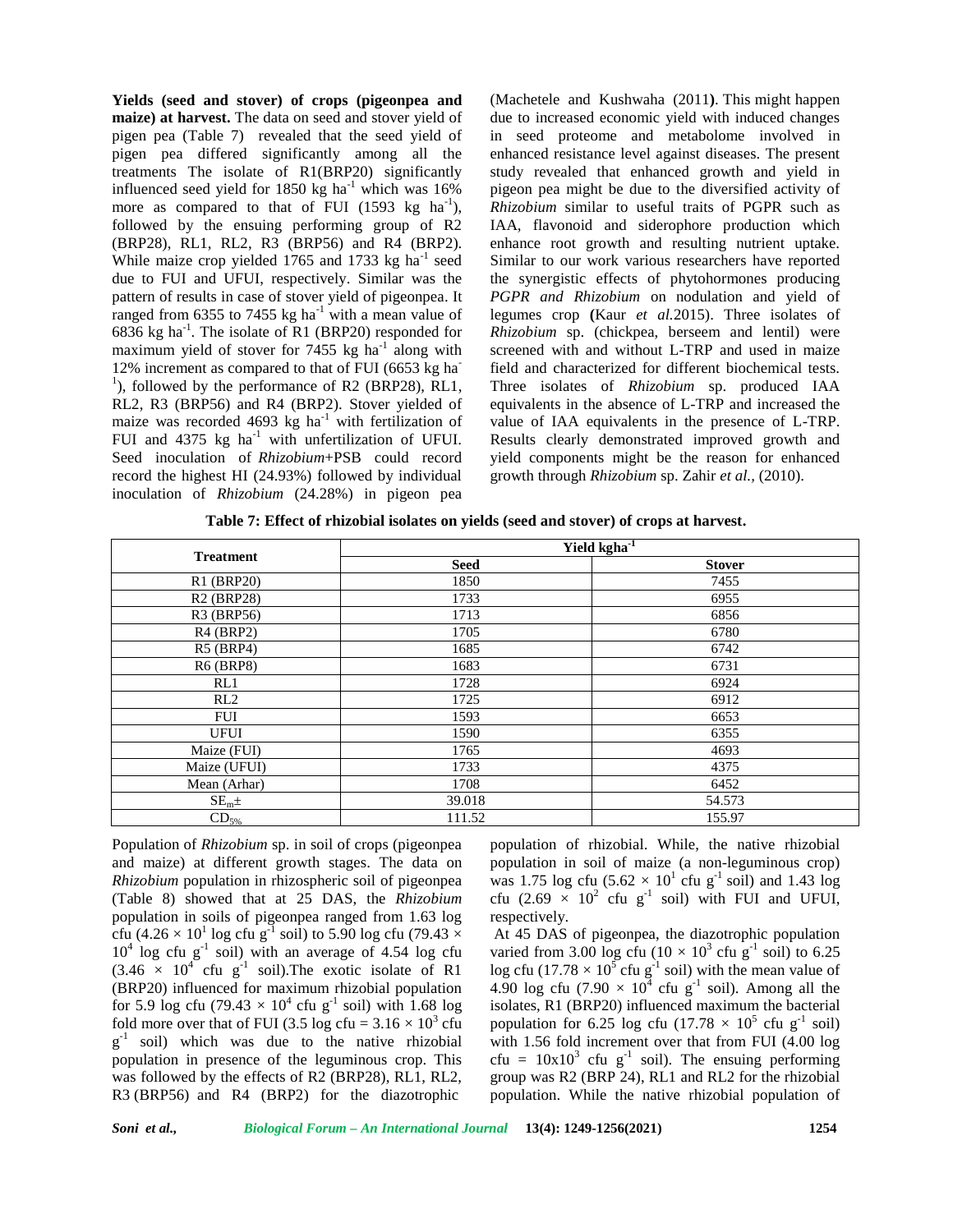**Yields (seed and stover) of crops (pigeonpea and maize) at harvest.** The data on seed and stover yield of pigen pea (Table 7) revealed that the seed yield of pigen pea differed significantly among all the treatments The isolate of R1(BRP20) significantly influenced seed yield for 1850 kg ha$^{-1}$ which was 16% more as compared to that of FUI (1593 kg ha$^{-1}$), followed by the ensuing performing group of R2 (BRP28), RL1, RL2, R3 (BRP56) and R4 (BRP2). While maize crop yielded 1765 and 1733 kg ha$^{-1}$ seed due to FUI and UFUI, respectively. Similar was the pattern of results in case of stover yield of pigeonpea. It ranged from 6355 to 7455 kg ha$^{-1}$ with a mean value of 6836 kg ha$^{-1}$. The isolate of R1 (BRP20) responded for maximum yield of stover for 7455 kg ha$^{-1}$ along with 12% increment as compared to that of FUI (6653 kg ha$^{-1}$), followed by the performance of R2 (BRP28), RL1, RL2, R3 (BRP56) and R4 (BRP2). Stover yielded of maize was recorded 4693 kg ha$^{-1}$ with fertilization of FUI and 4375 kg ha$^{-1}$ with unfertilization of UFUI. Seed inoculation of *Rhizobium*+PSB could record record the highest HI (24.93%) followed by individual inoculation of *Rhizobium* (24.28%) in pigeon pea (Machetele and Kushwaha (2011**)**. This might happen due to increased economic yield with induced changes in seed proteome and metabolome involved in enhanced resistance level against diseases. The present study revealed that enhanced growth and yield in pigeon pea might be due to the diversified activity of *Rhizobium* similar to useful traits of PGPR such as IAA, flavonoid and siderophore production which enhance root growth and resulting nutrient uptake. Similar to our work various researchers have reported the synergistic effects of phytohormones producing *PGPR and Rhizobium* on nodulation and yield of legumes crop **(**Kaur *et al.*2015). Three isolates of *Rhizobium* sp. (chickpea, berseem and lentil) were screened with and without L-TRP and used in maize field and characterized for different biochemical tests. Three isolates of *Rhizobium* sp. produced IAA equivalents in the absence of L-TRP and increased the value of IAA equivalents in the presence of L-TRP. Results clearly demonstrated improved growth and yield components might be the reason for enhanced growth through *Rhizobium* sp. Zahir *et al.,* (2010).

**Table 7: Effect of rhizobial isolates on yields (seed and stover) of crops at harvest.**

| Treatment | Yield kgha$^{-1}$ | |
|---|---|---|
| | Seed | Stover |
| R1 (BRP20) | 1850 | 7455 |
| R2 (BRP28) | 1733 | 6955 |
| R3 (BRP56) | 1713 | 6856 |
| R4 (BRP2) | 1705 | 6780 |
| R5 (BRP4) | 1685 | 6742 |
| R6 (BRP8) | 1683 | 6731 |
| RL1 | 1728 | 6924 |
| RL2 | 1725 | 6912 |
| FUI | 1593 | 6653 |
| UFUI | 1590 | 6355 |
| Maize (FUI) | 1765 | 4693 |
| Maize (UFUI) | 1733 | 4375 |
| Mean (Arhar) | 1708 | 6452 |
| $SE_m\pm$ | 39.018 | 54.573 |
| $CD_{5\%}$ | 111.52 | 155.97 |

Population of *Rhizobium* sp. in soil of crops (pigeonpea and maize) at different growth stages. The data on *Rhizobium* population in rhizospheric soil of pigeonpea (Table 8) showed that at 25 DAS, the *Rhizobium* population in soils of pigeonpea ranged from 1.63 log cfu ($4.26 \times 10^1$ log cfu g$^{-1}$ soil) to 5.90 log cfu ($79.43 \times 10^4$ log cfu g$^{-1}$ soil) with an average of 4.54 log cfu ($3.46 \times 10^4$ cfu g$^{-1}$ soil).The exotic isolate of R1 (BRP20) influenced for maximum rhizobial population for 5.9 log cfu ($79.43 \times 10^4$ cfu g$^{-1}$ soil) with 1.68 log fold more over that of FUI (3.5 log cfu = $3.16 \times 10^3$ cfu g$^{-1}$ soil) which was due to the native rhizobial population in presence of the leguminous crop. This was followed by the effects of R2 (BRP28), RL1, RL2, R3 (BRP56) and R4 (BRP2) for the diazotrophic population of rhizobial. While, the native rhizobial population in soil of maize (a non-leguminous crop) was 1.75 log cfu ($5.62 \times 10^1$ cfu g$^{-1}$ soil) and 1.43 log cfu ($2.69 \times 10^2$ cfu g$^{-1}$ soil) with FUI and UFUI, respectively.

At 45 DAS of pigeonpea, the diazotrophic population varied from 3.00 log cfu ($10 \times 10^3$ cfu g$^{-1}$ soil) to 6.25 log cfu ($17.78 \times 10^5$ cfu g$^{-1}$ soil) with the mean value of 4.90 log cfu ($7.90 \times 10^4$ cfu g$^{-1}$ soil). Among all the isolates, R1 (BRP20) influenced maximum the bacterial population for 6.25 log cfu ($17.78 \times 10^5$ cfu g$^{-1}$ soil) with 1.56 fold increment over that from FUI (4.00 log cfu = $10 \times 10^3$ cfu g$^{-1}$ soil). The ensuing performing group was R2 (BRP 24), RL1 and RL2 for the rhizobial population. While the native rhizobial population of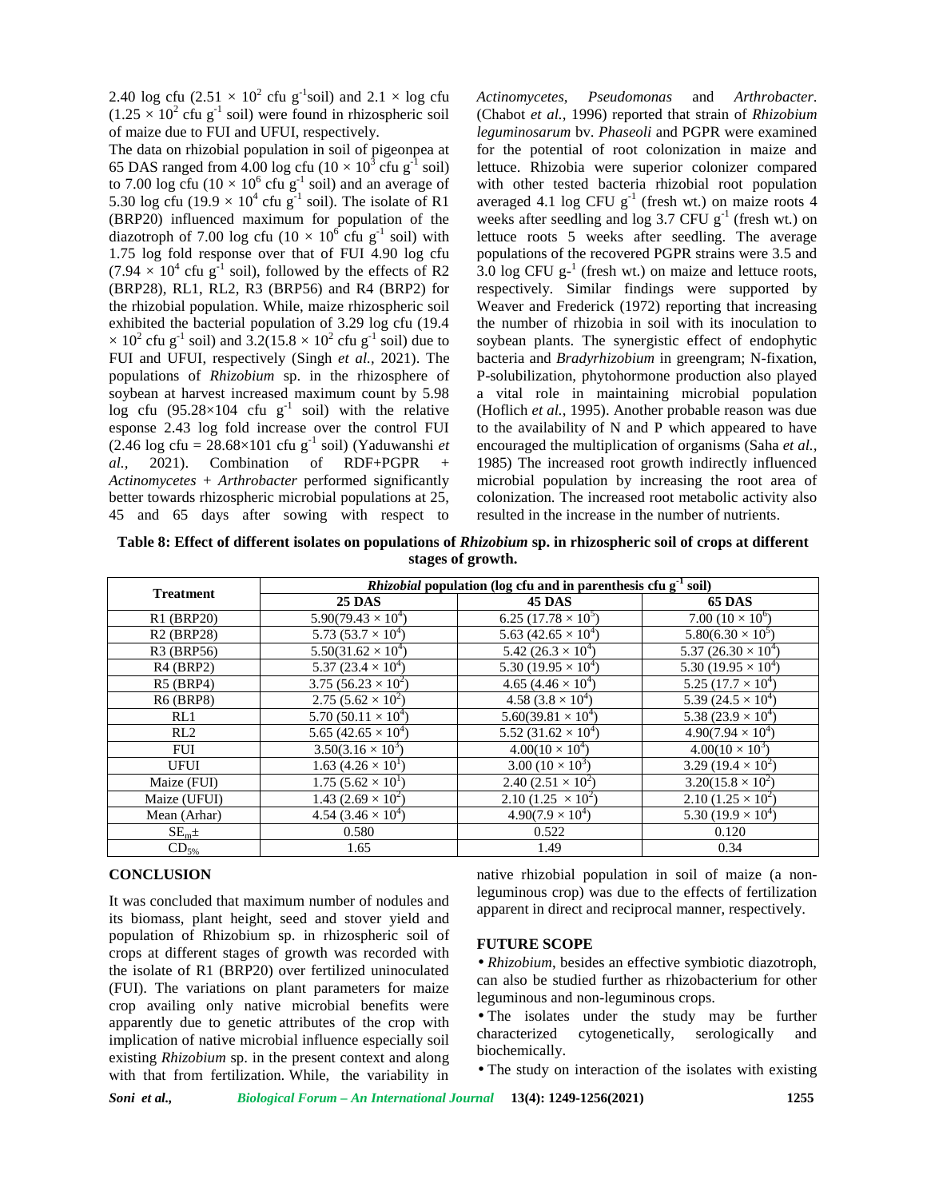2.40 log cfu ($2.51 \times 10^2$ cfu $g^{-1}$soil) and $2.1 \times$ log cfu ($1.25 \times 10^2$ cfu $g^{-1}$ soil) were found in rhizospheric soil of maize due to FUI and UFUI, respectively.

The data on rhizobial population in soil of pigeonpea at 65 DAS ranged from 4.00 log cfu ($10 \times 10^3$ cfu $g^{-1}$ soil) to 7.00 log cfu ($10 \times 10^6$ cfu $g^{-1}$ soil) and an average of 5.30 log cfu ($19.9 \times 10^4$ cfu $g^{-1}$ soil). The isolate of R1 (BRP20) influenced maximum for population of the diazotroph of 7.00 log cfu ($10 \times 10^6$ cfu $g^{-1}$ soil) with 1.75 log fold response over that of FUI 4.90 log cfu ($7.94 \times 10^4$ cfu $g^{-1}$ soil), followed by the effects of R2 (BRP28), RL1, RL2, R3 (BRP56) and R4 (BRP2) for the rhizobial population. While, maize rhizospheric soil exhibited the bacterial population of 3.29 log cfu ($19.4 \times 10^2$ cfu $g^{-1}$ soil) and 3.2($15.8 \times 10^2$ cfu $g^{-1}$ soil) due to FUI and UFUI, respectively (Singh *et al.,* 2021). The populations of *Rhizobium* sp. in the rhizosphere of soybean at harvest increased maximum count by 5.98 log cfu ($95.28 \times 104$ cfu $g^{-1}$ soil) with the relative esponse 2.43 log fold increase over the control FUI (2.46 log cfu = $28.68 \times 101$ cfu $g^{-1}$ soil) (Yaduwanshi *et al.,* 2021). Combination of RDF+PGPR + *Actinomycetes* + *Arthrobacter* performed significantly better towards rhizospheric microbial populations at 25, 45 and 65 days after sowing with respect to *Actinomycetes*, *Pseudomonas* and *Arthrobacter*. (Chabot *et al.,* 1996) reported that strain of *Rhizobium leguminosarum* bv. *Phaseoli* and PGPR were examined for the potential of root colonization in maize and lettuce. Rhizobia were superior colonizer compared with other tested bacteria rhizobial root population averaged 4.1 log CFU $g^{-1}$ (fresh wt.) on maize roots 4 weeks after seedling and log 3.7 CFU $g^{-1}$ (fresh wt.) on lettuce roots 5 weeks after seedling. The average populations of the recovered PGPR strains were 3.5 and 3.0 log CFU $g^{-1}$ (fresh wt.) on maize and lettuce roots, respectively. Similar findings were supported by Weaver and Frederick (1972) reporting that increasing the number of rhizobia in soil with its inoculation to soybean plants. The synergistic effect of endophytic bacteria and *Bradyrhizobium* in greengram; N-fixation, P-solubilization, phytohormone production also played a vital role in maintaining microbial population (Hoflich *et al.,* 1995). Another probable reason was due to the availability of N and P which appeared to have encouraged the multiplication of organisms (Saha *et al.,* 1985) The increased root growth indirectly influenced microbial population by increasing the root area of colonization. The increased root metabolic activity also resulted in the increase in the number of nutrients.

**Table 8: Effect of different isolates on populations of *Rhizobium* sp. in rhizospheric soil of crops at different stages of growth.**

| Treatment | *Rhizobial* population (log cfu and in parenthesis cfu $g^{-1}$ soil) | | |
|---|---|---|---|
| | **25 DAS** | **45 DAS** | **65 DAS** |
| R1 (BRP20) | 5.90($79.43 \times 10^4$) | 6.25 ($17.78 \times 10^5$) | 7.00 ($10 \times 10^6$) |
| R2 (BRP28) | 5.73 ($53.7 \times 10^4$) | 5.63 ($42.65 \times 10^4$) | 5.80($6.30 \times 10^5$) |
| R3 (BRP56) | 5.50($31.62 \times 10^4$) | 5.42 ($26.3 \times 10^4$) | 5.37 ($26.30 \times 10^4$) |
| R4 (BRP2) | 5.37 ($23.4 \times 10^4$) | 5.30 ($19.95 \times 10^4$) | 5.30 ($19.95 \times 10^4$) |
| R5 (BRP4) | 3.75 ($56.23 \times 10^2$) | 4.65 ($4.46 \times 10^4$) | 5.25 ($17.7 \times 10^4$) |
| R6 (BRP8) | 2.75 ($5.62 \times 10^2$) | 4.58 ($3.8 \times 10^4$) | 5.39 ($24.5 \times 10^4$) |
| RL1 | 5.70 ($50.11 \times 10^4$) | 5.60($39.81 \times 10^4$) | 5.38 ($23.9 \times 10^4$) |
| RL2 | 5.65 ($42.65 \times 10^4$) | 5.52 ($31.62 \times 10^4$) | 4.90($7.94 \times 10^4$) |
| FUI | 3.50($3.16 \times 10^3$) | 4.00($10 \times 10^4$) | 4.00($10 \times 10^3$) |
| UFUI | 1.63 ($4.26 \times 10^1$) | 3.00 ($10 \times 10^3$) | 3.29 ($19.4 \times 10^2$) |
| Maize (FUI) | 1.75 ($5.62 \times 10^1$) | 2.40 ($2.51 \times 10^2$) | 3.20($15.8 \times 10^2$) |
| Maize (UFUI) | 1.43 ($2.69 \times 10^2$) | 2.10 ($1.25 \times 10^2$) | 2.10 ($1.25 \times 10^2$) |
| Mean (Arhar) | 4.54 ($3.46 \times 10^4$) | 4.90($7.9 \times 10^4$) | 5.30 ($19.9 \times 10^4$) |
| $SE_m \pm$ | 0.580 | 0.522 | 0.120 |
| $CD_{5\%}$ | 1.65 | 1.49 | 0.34 |

## CONCLUSION

It was concluded that maximum number of nodules and its biomass, plant height, seed and stover yield and population of Rhizobium sp. in rhizospheric soil of crops at different stages of growth was recorded with the isolate of R1 (BRP20) over fertilized uninoculated (FUI). The variations on plant parameters for maize crop availing only native microbial benefits were apparently due to genetic attributes of the crop with implication of native microbial influence especially soil existing *Rhizobium* sp. in the present context and along with that from fertilization. While, the variability in native rhizobial population in soil of maize (a non-leguminous crop) was due to the effects of fertilization apparent in direct and reciprocal manner, respectively.

## FUTURE SCOPE

- *Rhizobium*, besides an effective symbiotic diazotroph, can also be studied further as rhizobacterium for other leguminous and non-leguminous crops.
- The isolates under the study may be further characterized cytogenetically, serologically and biochemically.
- The study on interaction of the isolates with existing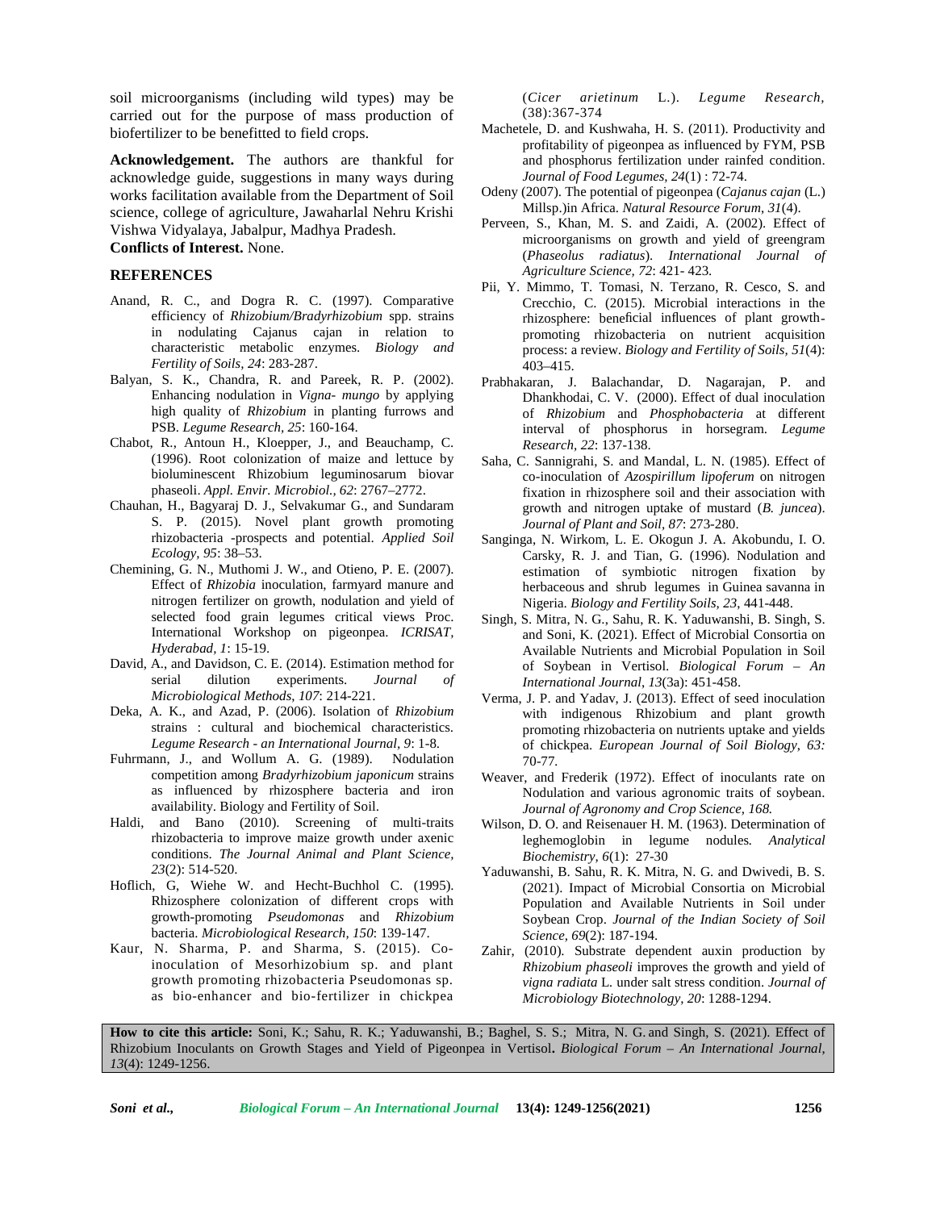soil microorganisms (including wild types) may be carried out for the purpose of mass production of biofertilizer to be benefitted to field crops.

**Acknowledgement.** The authors are thankful for acknowledge guide, suggestions in many ways during works facilitation available from the Department of Soil science, college of agriculture, Jawaharlal Nehru Krishi Vishwa Vidyalaya, Jabalpur, Madhya Pradesh.

**Conflicts of Interest.** None.

## REFERENCES

Anand, R. C., and Dogra R. C. (1997). Comparative efficiency of *Rhizobium/Bradyrhizobium* spp. strains in nodulating Cajanus cajan in relation to characteristic metabolic enzymes. *Biology and Fertility of Soils, 24*: 283-287.

Balyan, S. K., Chandra, R. and Pareek, R. P. (2002). Enhancing nodulation in *Vigna- mungo* by applying high quality of *Rhizobium* in planting furrows and PSB. *Legume Research, 25*: 160-164.

Chabot, R., Antoun H., Kloepper, J., and Beauchamp, C. (1996). Root colonization of maize and lettuce by bioluminescent Rhizobium leguminosarum biovar phaseoli. *Appl. Envir. Microbiol., 62*: 2767–2772.

Chauhan, H., Bagyaraj D. J., Selvakumar G., and Sundaram S. P. (2015). Novel plant growth promoting rhizobacteria -prospects and potential. *Applied Soil Ecology, 95*: 38–53.

Chemining, G. N., Muthomi J. W., and Otieno, P. E. (2007). Effect of *Rhizobia* inoculation, farmyard manure and nitrogen fertilizer on growth, nodulation and yield of selected food grain legumes critical views Proc. International Workshop on pigeonpea. *ICRISAT, Hyderabad, 1*: 15-19.

David, A., and Davidson, C. E. (2014). Estimation method for serial dilution experiments. *Journal of Microbiological Methods, 107*: 214-221.

Deka, A. K., and Azad, P. (2006). Isolation of *Rhizobium* strains : cultural and biochemical characteristics. *Legume Research - an International Journal, 9*: 1-8.

Fuhrmann, J., and Wollum A. G. (1989). Nodulation competition among *Bradyrhizobium japonicum* strains as influenced by rhizosphere bacteria and iron availability. Biology and Fertility of Soil.

Haldi, and Bano (2010). Screening of multi-traits rhizobacteria to improve maize growth under axenic conditions. *The Journal Animal and Plant Science, 23*(2): 514-520.

Hoflich, G, Wiehe W. and Hecht-Buchhol C. (1995). Rhizosphere colonization of different crops with growth-promoting *Pseudomonas* and *Rhizobium* bacteria. *Microbiological Research, 150*: 139-147.

Kaur, N. Sharma, P. and Sharma, S. (2015). Co-inoculation of Mesorhizobium sp. and plant growth promoting rhizobacteria Pseudomonas sp. as bio-enhancer and bio-fertilizer in chickpea (*Cicer arietinum* L.). *Legume Research,* (38):367-374

Machetele, D. and Kushwaha, H. S. (2011). Productivity and profitability of pigeonpea as influenced by FYM, PSB and phosphorus fertilization under rainfed condition. *Journal of Food Legumes, 24*(1) : 72-74.

Odeny (2007). The potential of pigeonpea (*Cajanus cajan* (L.) Millsp.)in Africa. *Natural Resource Forum, 31*(4).

Perveen, S., Khan, M. S. and Zaidi, A. (2002). Effect of microorganisms on growth and yield of greengram (*Phaseolus radiatus*). *International Journal of Agriculture Science, 72*: 421- 423.

Pii, Y. Mimmo, T. Tomasi, N. Terzano, R. Cesco, S. and Crecchio, C. (2015). Microbial interactions in the rhizosphere: beneficial influences of plant growth-promoting rhizobacteria on nutrient acquisition process: a review. *Biology and Fertility of Soils, 51*(4): 403–415.

Prabhakaran, J. Balachandar, D. Nagarajan, P. and Dhankhodai, C. V. (2000). Effect of dual inoculation of *Rhizobium* and *Phosphobacteria* at different interval of phosphorus in horsegram. *Legume Research, 22*: 137-138.

Saha, C. Sannigrahi, S. and Mandal, L. N. (1985). Effect of co-inoculation of *Azospirillum lipoferum* on nitrogen fixation in rhizosphere soil and their association with growth and nitrogen uptake of mustard (*B. juncea*). *Journal of Plant and Soil, 87*: 273-280.

Sanginga, N. Wirkom, L. E. Okogun J. A. Akobundu, I. O. Carsky, R. J. and Tian, G. (1996). Nodulation and estimation of symbiotic nitrogen fixation by herbaceous and shrub legumes in Guinea savanna in Nigeria. *Biology and Fertility Soils, 23*, 441-448.

Singh, S. Mitra, N. G., Sahu, R. K. Yaduwanshi, B. Singh, S. and Soni, K. (2021). Effect of Microbial Consortia on Available Nutrients and Microbial Population in Soil of Soybean in Vertisol. *Biological Forum – An International Journal, 13*(3a): 451-458.

Verma, J. P. and Yadav, J. (2013). Effect of seed inoculation with indigenous Rhizobium and plant growth promoting rhizobacteria on nutrients uptake and yields of chickpea. *European Journal of Soil Biology, 63:* 70-77.

Weaver, and Frederik (1972). Effect of inoculants rate on Nodulation and various agronomic traits of soybean. *Journal of Agronomy and Crop Science, 168.*

Wilson, D. O. and Reisenauer H. M. (1963). Determination of leghemoglobin in legume nodules*. Analytical Biochemistry, 6*(1): 27-30

Yaduwanshi, B. Sahu, R. K. Mitra, N. G. and Dwivedi, B. S. (2021). Impact of Microbial Consortia on Microbial Population and Available Nutrients in Soil under Soybean Crop. *Journal of the Indian Society of Soil Science, 69*(2): 187-194.

Zahir, (2010). Substrate dependent auxin production by *Rhizobium phaseoli* improves the growth and yield of *vigna radiata* L. under salt stress condition. *Journal of Microbiology Biotechnology, 20*: 1288-1294.

**How to cite this article:** Soni, K.; Sahu, R. K.; Yaduwanshi, B.; Baghel, S. S.; Mitra, N. G. and Singh, S. (2021). Effect of Rhizobium Inoculants on Growth Stages and Yield of Pigeonpea in Vertisol**.** *Biological Forum – An International Journal*, *13*(4): 1249-1256.